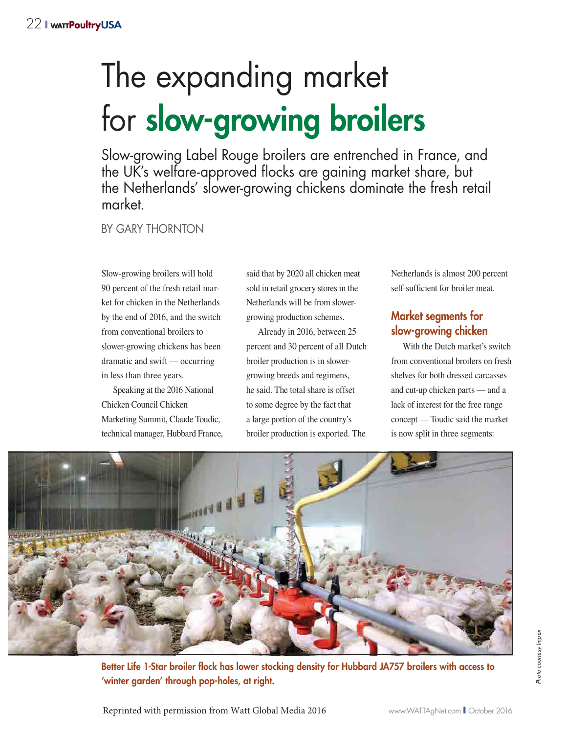# The expanding market for slow-growing broilers

Slow-growing Label Rouge broilers are entrenched in France, and the UK's welfare-approved flocks are gaining market share, but the Netherlands' slower-growing chickens dominate the fresh retail market.

BY GARY THORNTON

Slow-growing broilers will hold 90 percent of the fresh retail market for chicken in the Netherlands by the end of 2016, and the switch from conventional broilers to slower-growing chickens has been dramatic and swift — occurring in less than three years.

Speaking at the 2016 National Chicken Council Chicken Marketing Summit, Claude Toudic, technical manager, Hubbard France, said that by 2020 all chicken meat sold in retail grocery stores in the Netherlands will be from slower-growing production schemes.

Already in 2016, between 25 percent and 30 percent of all Dutch broiler production is in slower-growing breeds and regimens, he said. The total share is offset to some degree by the fact that a large portion of the country's broiler production is exported. The Netherlands is almost 200 percent self-sufficient for broiler meat.

## Market segments for slow-growing chicken

With the Dutch market's switch from conventional broilers on fresh shelves for both dressed carcasses and cut-up chicken parts — and a lack of interest for the free range concept — Toudic said the market is now split in three segments:

**Better Life 1-Star broiler flock has lower stocking density for Hubbard JA757 broilers with access to 'winter garden' through pop-holes, at right.**

*Photo courtesy Impex*

Reprinted with permission from Watt Global Media 2016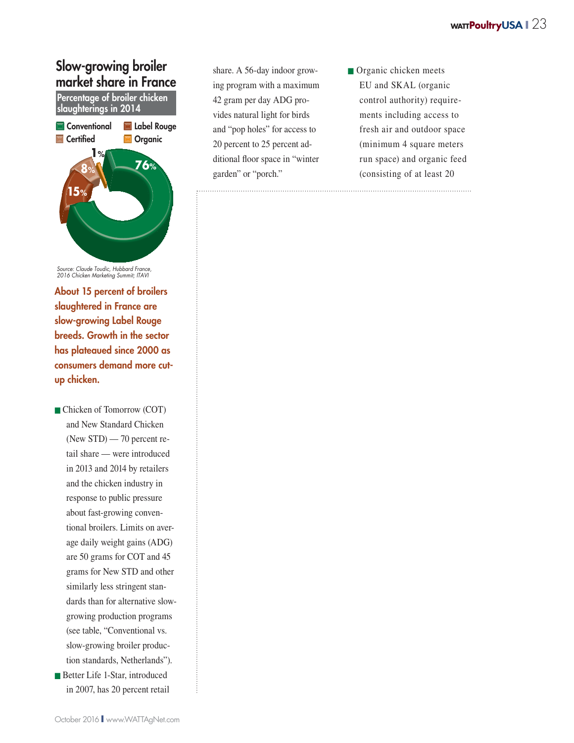## Slow-growing broiler market share in France

Percentage of broiler chicken slaughterings in 2014

- Conventional: 76%
- Label Rouge: 15%
- Certified: 8%
- Organic: 1%

*Source: Claude Toudic, Hubbard France, 2016 Chicken Marketing Summit; ITAVI*

**About 15 percent of broilers slaughtered in France are slow-growing Label Rouge breeds. Growth in the sector has plateaued since 2000 as consumers demand more cut-up chicken.**

- Chicken of Tomorrow (COT) and New Standard Chicken (New STD) — 70 percent retail share — were introduced in 2013 and 2014 by retailers and the chicken industry in response to public pressure about fast-growing conventional broilers. Limits on average daily weight gains (ADG) are 50 grams for COT and 45 grams for New STD and other similarly less stringent standards than for alternative slow-growing production programs (see table, "Conventional vs. slow-growing broiler production standards, Netherlands").
- Better Life 1-Star, introduced in 2007, has 20 percent retail share. A 56-day indoor growing program with a maximum 42 gram per day ADG provides natural light for birds and "pop holes" for access to 20 percent to 25 percent additional floor space in "winter garden" or "porch."
- Organic chicken meets EU and SKAL (organic control authority) requirements including access to fresh air and outdoor space (minimum 4 square meters run space) and organic feed (consisting of at least 20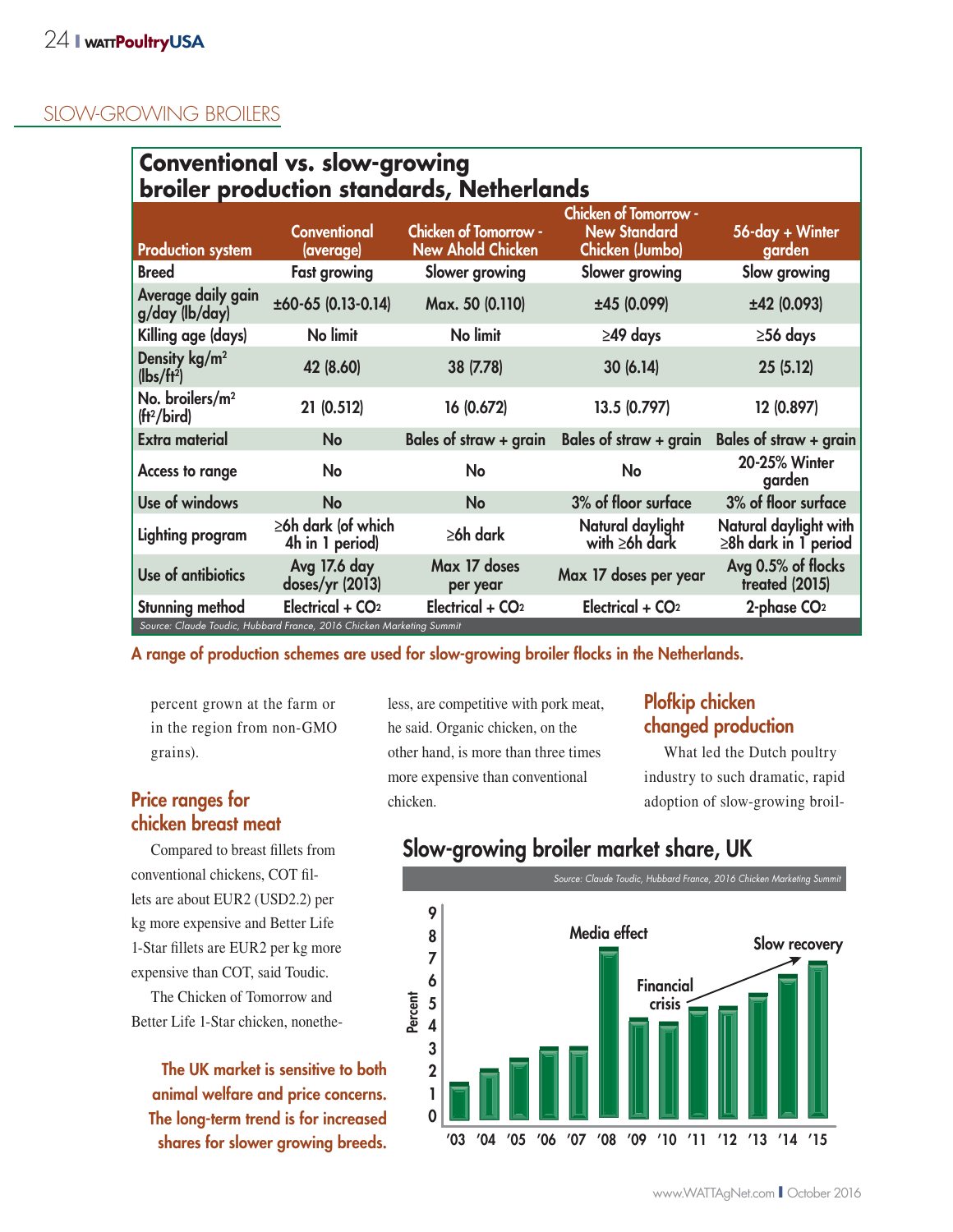## SLOW-GROWING BROILERS

### Conventional vs. slow-growing broiler production standards, Netherlands

| Production system | Conventional (average) | Chicken of Tomorrow - New Ahold Chicken | Chicken of Tomorrow - New Standard Chicken (Jumbo) | 56-day + Winter garden |
|---|---|---|---|---|
| Breed | Fast growing | Slower growing | Slower growing | Slow growing |
| Average daily gain g/day (lb/day) | ±60-65 (0.13-0.14) | Max. 50 (0.110) | ±45 (0.099) | ±42 (0.093) |
| Killing age (days) | No limit | No limit | ≥49 days | ≥56 days |
| Density kg/m² (lbs/ft²) | 42 (8.60) | 38 (7.78) | 30 (6.14) | 25 (5.12) |
| No. broilers/m² (ft²/bird) | 21 (0.512) | 16 (0.672) | 13.5 (0.797) | 12 (0.897) |
| Extra material | No | Bales of straw + grain | Bales of straw + grain | Bales of straw + grain |
| Access to range | No | No | No | 20-25% Winter garden |
| Use of windows | No | No | 3% of floor surface | 3% of floor surface |
| Lighting program | ≥6h dark (of which 4h in 1 period) | ≥6h dark | Natural daylight with ≥6h dark | Natural daylight with ≥8h dark in 1 period |
| Use of antibiotics | Avg 17.6 day doses/yr (2013) | Max 17 doses per year | Max 17 doses per year | Avg 0.5% of flocks treated (2015) |
| Stunning method | Electrical + $CO_2$ | Electrical + $CO_2$ | Electrical + $CO_2$ | 2-phase $CO_2$ |

*Source: Claude Toudic, Hubbard France, 2016 Chicken Marketing Summit*

A range of production schemes are used for slow-growing broiler flocks in the Netherlands.

percent grown at the farm or in the region from non-GMO grains).

### Price ranges for chicken breast meat

Compared to breast fillets from conventional chickens, COT fillets are about EUR2 (USD2.2) per kg more expensive and Better Life 1-Star fillets are EUR2 per kg more expensive than COT, said Toudic.

The Chicken of Tomorrow and Better Life 1-Star chicken, nonetheless, are competitive with pork meat, he said. Organic chicken, on the other hand, is more than three times more expensive than conventional chicken.

### Plofkip chicken changed production

What led the Dutch poultry industry to such dramatic, rapid adoption of slow-growing broil-

### Slow-growing broiler market share, UK

*Source: Claude Toudic, Hubbard France, 2016 Chicken Marketing Summit*

| Year | '03 | '04 | '05 | '06 | '07 | '08 | '09 | '10 | '11 | '12 | '13 | '14 | '15 |
|---|---|---|---|---|---|---|---|---|---|---|---|---|---|
| Percent (approx.) | 1.6 | 2.2 | 2.7 | 3.2 | 3.2 | 7.8 | 4.4 | 4.3 | 5.0 | 5.0 | 5.5 | 6.5 | 7.0 |

Annotations: Media effect ('08); Financial crisis ('09–'10); Slow recovery ('11–'15)

The UK market is sensitive to both animal welfare and price concerns. The long-term trend is for increased shares for slower growing breeds.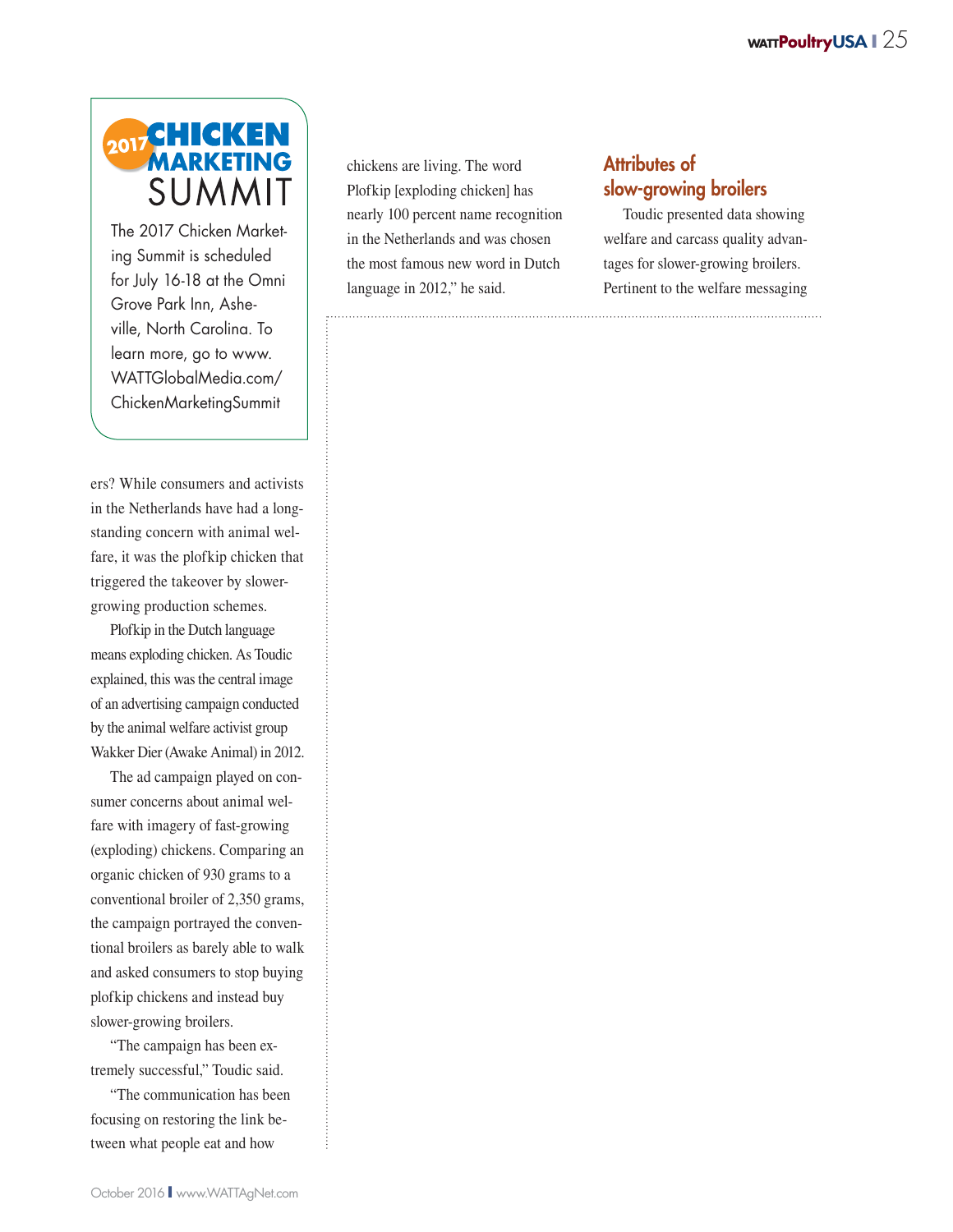**2017 CHICKEN MARKETING SUMMIT**

The 2017 Chicken Marketing Summit is scheduled for July 16-18 at the Omni Grove Park Inn, Asheville, North Carolina. To learn more, go to www.WATTGlobalMedia.com/ChickenMarketingSummit

ers? While consumers and activists in the Netherlands have had a long-standing concern with animal welfare, it was the plofkip chicken that triggered the takeover by slower-growing production schemes.

Plofkip in the Dutch language means exploding chicken. As Toudic explained, this was the central image of an advertising campaign conducted by the animal welfare activist group Wakker Dier (Awake Animal) in 2012.

The ad campaign played on consumer concerns about animal welfare with imagery of fast-growing (exploding) chickens. Comparing an organic chicken of 930 grams to a conventional broiler of 2,350 grams, the campaign portrayed the conventional broilers as barely able to walk and asked consumers to stop buying plofkip chickens and instead buy slower-growing broilers.

"The campaign has been extremely successful," Toudic said.

"The communication has been focusing on restoring the link between what people eat and how chickens are living. The word Plofkip [exploding chicken] has nearly 100 percent name recognition in the Netherlands and was chosen the most famous new word in Dutch language in 2012," he said.

## Attributes of slow-growing broilers

Toudic presented data showing welfare and carcass quality advantages for slower-growing broilers. Pertinent to the welfare messaging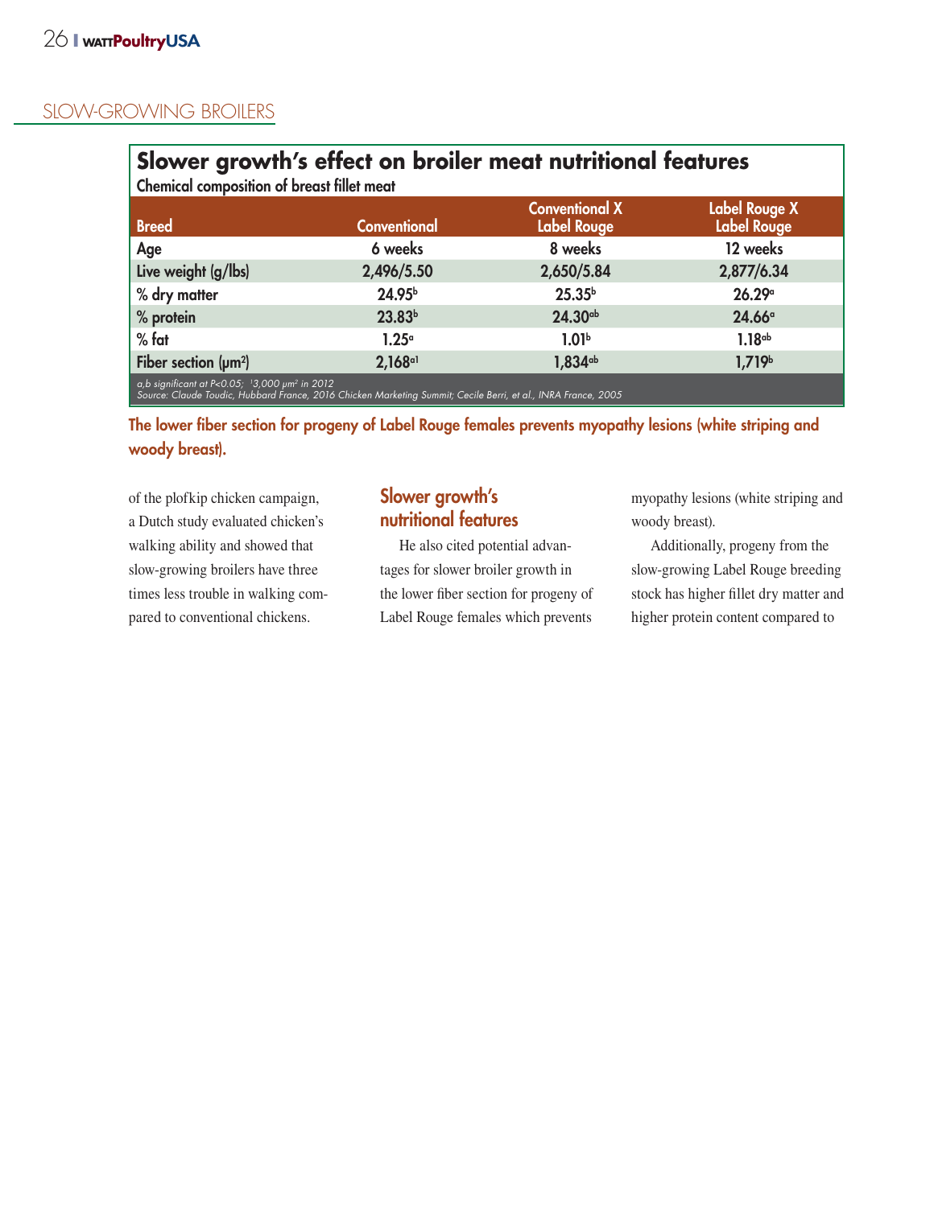## SLOW-GROWING BROILERS

### Slower growth's effect on broiler meat nutritional features

**Chemical composition of breast fillet meat**

| Breed | Conventional | Conventional X Label Rouge | Label Rouge X Label Rouge |
|---|---|---|---|
| Age | 6 weeks | 8 weeks | 12 weeks |
| Live weight (g/lbs) | 2,496/5.50 | 2,650/5.84 | 2,877/6.34 |
| % dry matter | 24.95[b] | 25.35[b] | 26.29[a] |
| % protein | 23.83[b] | 24.30[ab] | 24.66[a] |
| % fat | 1.25[a] | 1.01[b] | 1.18[ab] |
| Fiber section ($\mu m^2$) | 2,168[a1] | 1,834[ab] | 1,719[b] |

*a,b significant at $P<0.05$; [1]3,000 $\mu m^2$ in 2012*
*Source: Claude Toudic, Hubbard France, 2016 Chicken Marketing Summit; Cecile Berri, et al., INRA France, 2005*

**The lower fiber section for progeny of Label Rouge females prevents myopathy lesions (white striping and woody breast).**

of the plofkip chicken campaign, a Dutch study evaluated chicken's walking ability and showed that slow-growing broilers have three times less trouble in walking compared to conventional chickens.

### Slower growth's nutritional features

He also cited potential advantages for slower broiler growth in the lower fiber section for progeny of Label Rouge females which prevents myopathy lesions (white striping and woody breast).

Additionally, progeny from the slow-growing Label Rouge breeding stock has higher fillet dry matter and higher protein content compared to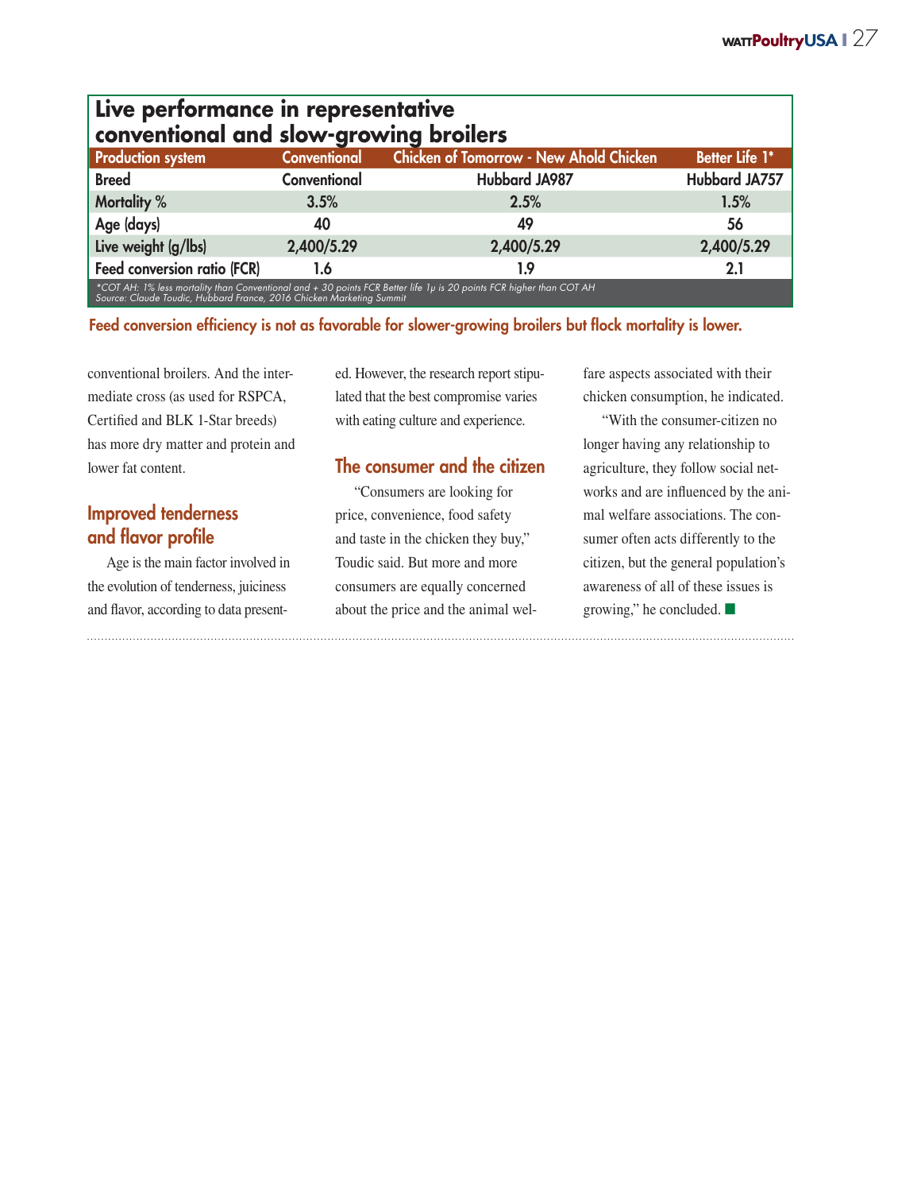## Live performance in representative conventional and slow-growing broilers

| Production system | Conventional | Chicken of Tomorrow - New Ahold Chicken | Better Life 1* |
|---|---|---|---|
| Breed | Conventional | Hubbard JA987 | Hubbard JA757 |
| Mortality % | 3.5% | 2.5% | 1.5% |
| Age (days) | 40 | 49 | 56 |
| Live weight (g/lbs) | 2,400/5.29 | 2,400/5.29 | 2,400/5.29 |
| Feed conversion ratio (FCR) | 1.6 | 1.9 | 2.1 |

*\*COT AH: 1% less mortality than Conventional and + 30 points FCR Better life 1µ is 20 points FCR higher than COT AH*
*Source: Claude Toudic, Hubbard France, 2016 Chicken Marketing Summit*

**Feed conversion efficiency is not as favorable for slower-growing broilers but flock mortality is lower.**

conventional broilers. And the intermediate cross (as used for RSPCA, Certified and BLK 1-Star breeds) has more dry matter and protein and lower fat content.

### Improved tenderness and flavor profile

Age is the main factor involved in the evolution of tenderness, juiciness and flavor, according to data presented. However, the research report stipulated that the best compromise varies with eating culture and experience.

### The consumer and the citizen

"Consumers are looking for price, convenience, food safety and taste in the chicken they buy," Toudic said. But more and more consumers are equally concerned about the price and the animal welfare aspects associated with their chicken consumption, he indicated.

"With the consumer-citizen no longer having any relationship to agriculture, they follow social networks and are influenced by the animal welfare associations. The consumer often acts differently to the citizen, but the general population's awareness of all of these issues is growing," he concluded. ■